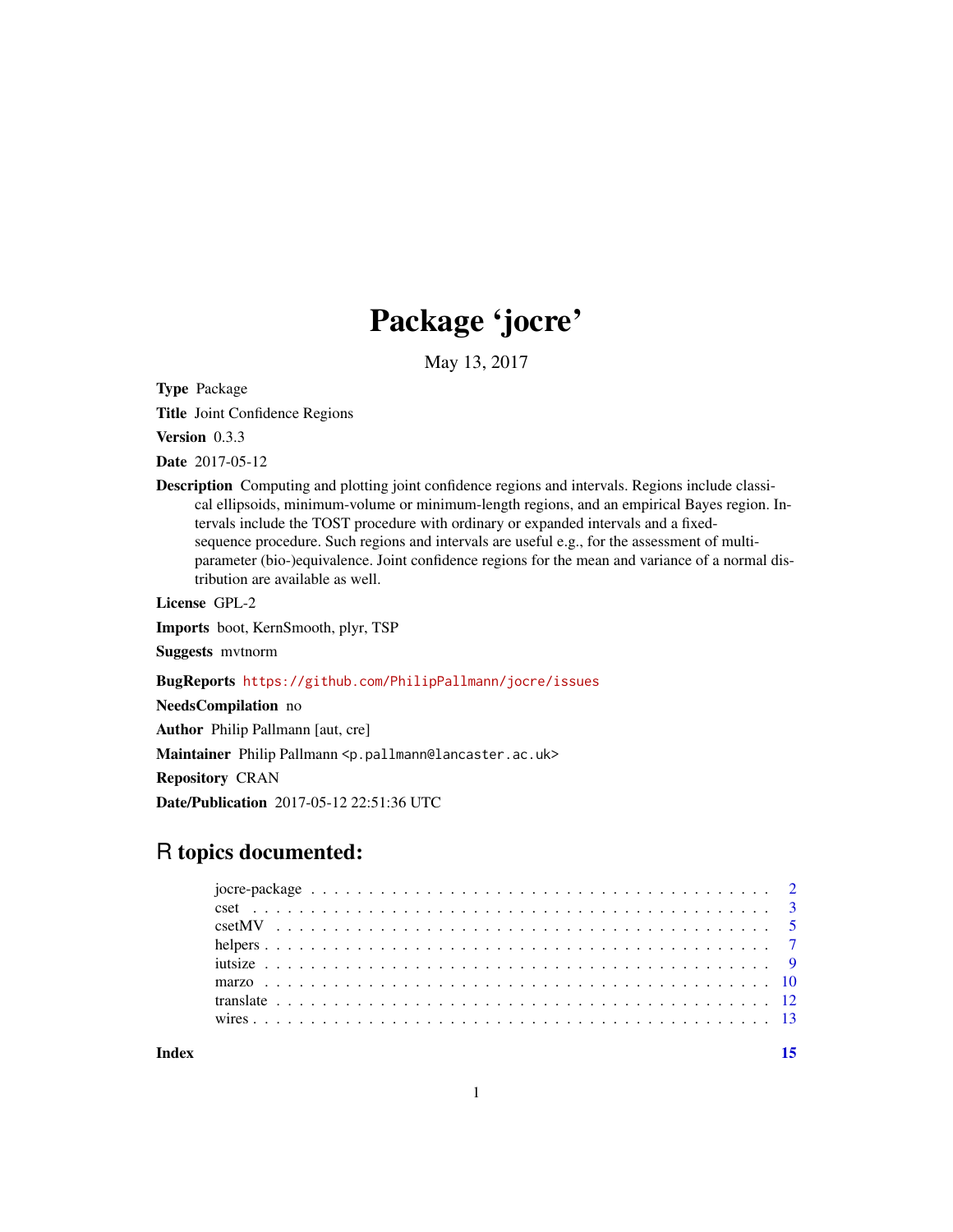# Package 'jocre'

May 13, 2017

**Type** Package

**Title** Joint Confidence Regions

**Version** 0.3.3

**Date** 2017-05-12

**Description** Computing and plotting joint confidence regions and intervals. Regions include classical ellipsoids, minimum-volume or minimum-length regions, and an empirical Bayes region. Intervals include the TOST procedure with ordinary or expanded intervals and a fixed-sequence procedure. Such regions and intervals are useful e.g., for the assessment of multi-parameter (bio-)equivalence. Joint confidence regions for the mean and variance of a normal distribution are available as well.

**License** GPL-2

**Imports** boot, KernSmooth, plyr, TSP

**Suggests** mvtnorm

**BugReports** https://github.com/PhilipPallmann/jocre/issues

**NeedsCompilation** no

**Author** Philip Pallmann [aut, cre]

**Maintainer** Philip Pallmann <p.pallmann@lancaster.ac.uk>

**Repository** CRAN

**Date/Publication** 2017-05-12 22:51:36 UTC

## R topics documented:

- jocre-package . . . . . . . . . . . . . . . . . . . . . . . . . . . . . . . . . . . . . . . 2
- cset . . . . . . . . . . . . . . . . . . . . . . . . . . . . . . . . . . . . . . . . . . . . 3
- csetMV . . . . . . . . . . . . . . . . . . . . . . . . . . . . . . . . . . . . . . . . . . 5
- helpers . . . . . . . . . . . . . . . . . . . . . . . . . . . . . . . . . . . . . . . . . . 7
- iutsize . . . . . . . . . . . . . . . . . . . . . . . . . . . . . . . . . . . . . . . . . . 9
- marzo . . . . . . . . . . . . . . . . . . . . . . . . . . . . . . . . . . . . . . . . . . . 10
- translate . . . . . . . . . . . . . . . . . . . . . . . . . . . . . . . . . . . . . . . . . 12
- wires . . . . . . . . . . . . . . . . . . . . . . . . . . . . . . . . . . . . . . . . . . . 13

**Index** 15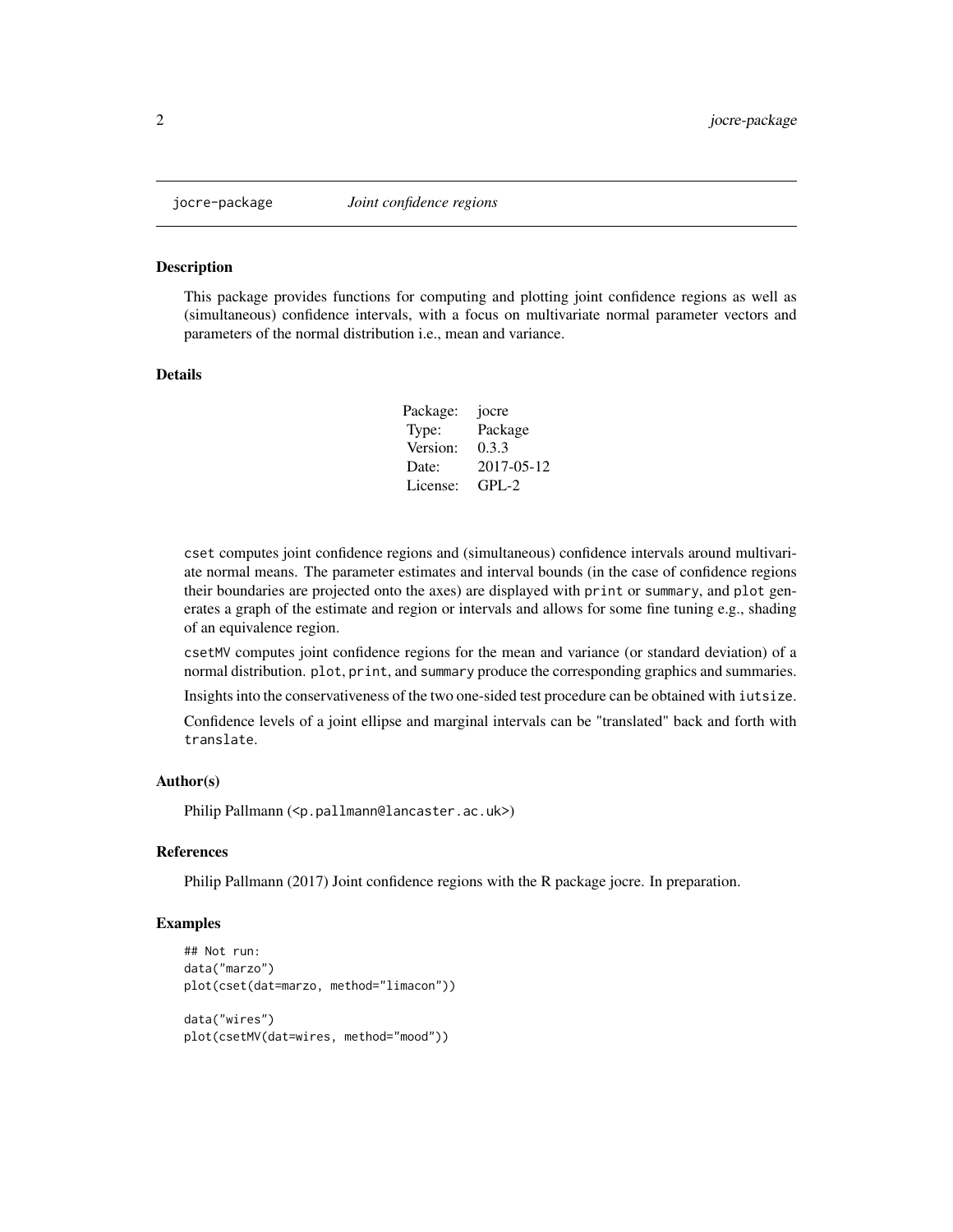jocre-package *Joint confidence regions*

## Description

This package provides functions for computing and plotting joint confidence regions as well as (simultaneous) confidence intervals, with a focus on multivariate normal parameter vectors and parameters of the normal distribution i.e., mean and variance.

## Details

| | |
|---|---|
| Package: | jocre |
| Type: | Package |
| Version: | 0.3.3 |
| Date: | 2017-05-12 |
| License: | GPL-2 |

`cset` computes joint confidence regions and (simultaneous) confidence intervals around multivariate normal means. The parameter estimates and interval bounds (in the case of confidence regions their boundaries are projected onto the axes) are displayed with `print` or `summary`, and `plot` generates a graph of the estimate and region or intervals and allows for some fine tuning e.g., shading of an equivalence region.

`csetMV` computes joint confidence regions for the mean and variance (or standard deviation) of a normal distribution. `plot`, `print`, and `summary` produce the corresponding graphics and summaries.

Insights into the conservativeness of the two one-sided test procedure can be obtained with `iutsize`.

Confidence levels of a joint ellipse and marginal intervals can be "translated" back and forth with `translate`.

## Author(s)

Philip Pallmann (<p.pallmann@lancaster.ac.uk>)

## References

Philip Pallmann (2017) Joint confidence regions with the R package jocre. In preparation.

## Examples

```
## Not run:
data("marzo")
plot(cset(dat=marzo, method="limacon"))

data("wires")
plot(csetMV(dat=wires, method="mood"))
```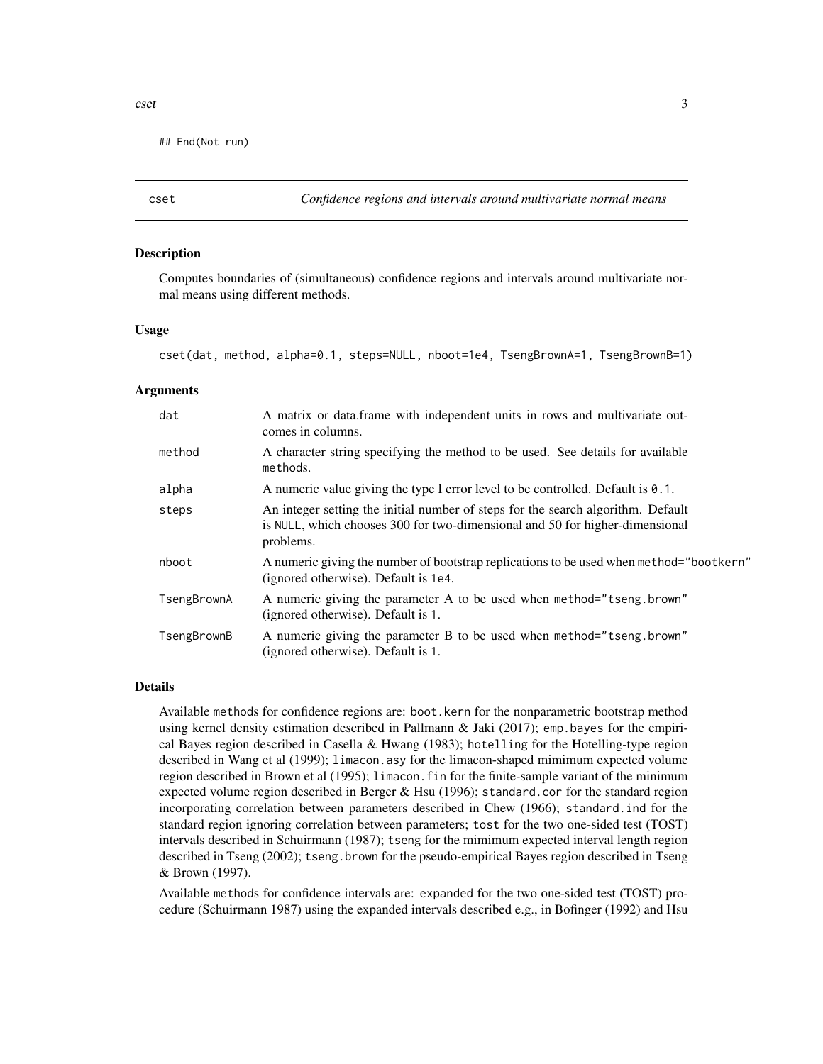```
## End(Not run)
```

---

## cset — *Confidence regions and intervals around multivariate normal means*

### Description

Computes boundaries of (simultaneous) confidence regions and intervals around multivariate normal means using different methods.

### Usage

```
cset(dat, method, alpha=0.1, steps=NULL, nboot=1e4, TsengBrownA=1, TsengBrownB=1)
```

### Arguments

| Argument | Description |
|---|---|
| `dat` | A matrix or data.frame with independent units in rows and multivariate outcomes in columns. |
| `method` | A character string specifying the method to be used. See details for available methods. |
| `alpha` | A numeric value giving the type I error level to be controlled. Default is `0.1`. |
| `steps` | An integer setting the initial number of steps for the search algorithm. Default is `NULL`, which chooses 300 for two-dimensional and 50 for higher-dimensional problems. |
| `nboot` | A numeric giving the number of bootstrap replications to be used when `method="bootkern"` (ignored otherwise). Default is `1e4`. |
| `TsengBrownA` | A numeric giving the parameter A to be used when `method="tseng.brown"` (ignored otherwise). Default is `1`. |
| `TsengBrownB` | A numeric giving the parameter B to be used when `method="tseng.brown"` (ignored otherwise). Default is `1`. |

### Details

Available `method`s for confidence regions are: `boot.kern` for the nonparametric bootstrap method using kernel density estimation described in Pallmann & Jaki (2017); `emp.bayes` for the empirical Bayes region described in Casella & Hwang (1983); `hotelling` for the Hotelling-type region described in Wang et al (1999); `limacon.asy` for the limacon-shaped mimimum expected volume region described in Brown et al (1995); `limacon.fin` for the finite-sample variant of the minimum expected volume region described in Berger & Hsu (1996); `standard.cor` for the standard region incorporating correlation between parameters described in Chew (1966); `standard.ind` for the standard region ignoring correlation between parameters; `tost` for the two one-sided test (TOST) intervals described in Schuirmann (1987); `tseng` for the mimimum expected interval length region described in Tseng (2002); `tseng.brown` for the pseudo-empirical Bayes region described in Tseng & Brown (1997).

Available `method`s for confidence intervals are: `expanded` for the two one-sided test (TOST) procedure (Schuirmann 1987) using the expanded intervals described e.g., in Bofinger (1992) and Hsu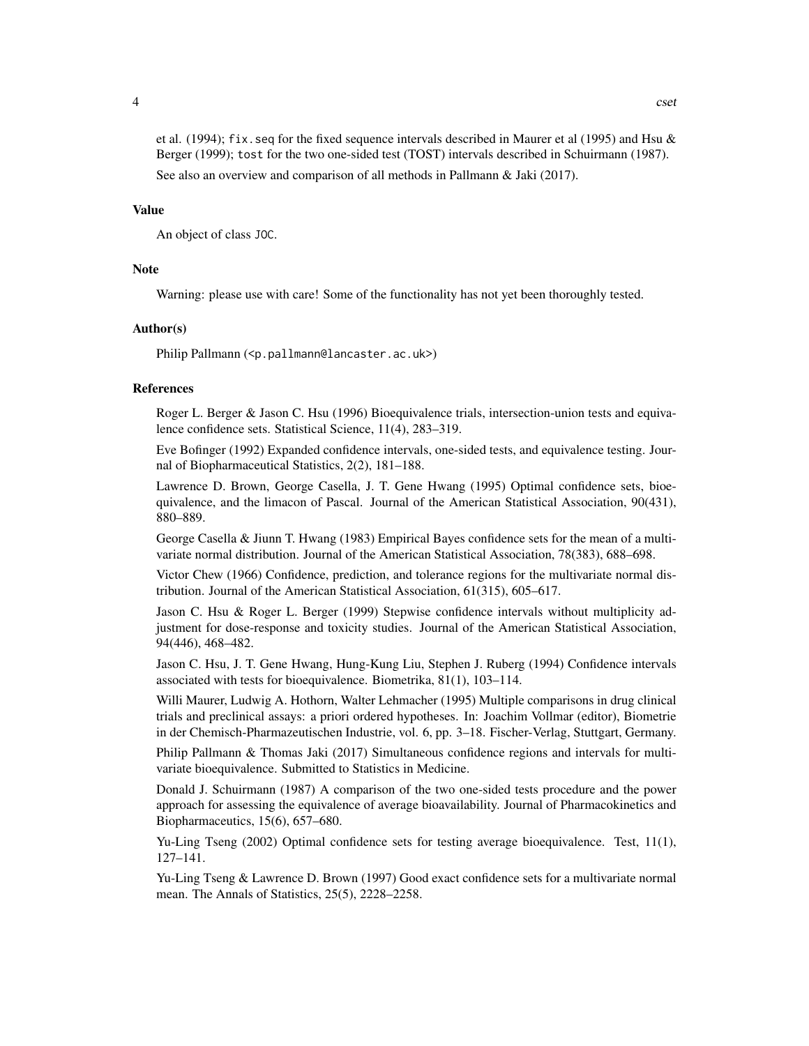et al. (1994); `fix.seq` for the fixed sequence intervals described in Maurer et al (1995) and Hsu & Berger (1999); `tost` for the two one-sided test (TOST) intervals described in Schuirmann (1987).

See also an overview and comparison of all methods in Pallmann & Jaki (2017).

### Value

An object of class `JOC`.

### Note

Warning: please use with care! Some of the functionality has not yet been thoroughly tested.

### Author(s)

Philip Pallmann (<p.pallmann@lancaster.ac.uk>)

### References

Roger L. Berger & Jason C. Hsu (1996) Bioequivalence trials, intersection-union tests and equivalence confidence sets. Statistical Science, 11(4), 283–319.

Eve Bofinger (1992) Expanded confidence intervals, one-sided tests, and equivalence testing. Journal of Biopharmaceutical Statistics, 2(2), 181–188.

Lawrence D. Brown, George Casella, J. T. Gene Hwang (1995) Optimal confidence sets, bioequivalence, and the limacon of Pascal. Journal of the American Statistical Association, 90(431), 880–889.

George Casella & Jiunn T. Hwang (1983) Empirical Bayes confidence sets for the mean of a multivariate normal distribution. Journal of the American Statistical Association, 78(383), 688–698.

Victor Chew (1966) Confidence, prediction, and tolerance regions for the multivariate normal distribution. Journal of the American Statistical Association, 61(315), 605–617.

Jason C. Hsu & Roger L. Berger (1999) Stepwise confidence intervals without multiplicity adjustment for dose-response and toxicity studies. Journal of the American Statistical Association, 94(446), 468–482.

Jason C. Hsu, J. T. Gene Hwang, Hung-Kung Liu, Stephen J. Ruberg (1994) Confidence intervals associated with tests for bioequivalence. Biometrika, 81(1), 103–114.

Willi Maurer, Ludwig A. Hothorn, Walter Lehmacher (1995) Multiple comparisons in drug clinical trials and preclinical assays: a priori ordered hypotheses. In: Joachim Vollmar (editor), Biometrie in der Chemisch-Pharmazeutischen Industrie, vol. 6, pp. 3–18. Fischer-Verlag, Stuttgart, Germany.

Philip Pallmann & Thomas Jaki (2017) Simultaneous confidence regions and intervals for multivariate bioequivalence. Submitted to Statistics in Medicine.

Donald J. Schuirmann (1987) A comparison of the two one-sided tests procedure and the power approach for assessing the equivalence of average bioavailability. Journal of Pharmacokinetics and Biopharmaceutics, 15(6), 657–680.

Yu-Ling Tseng (2002) Optimal confidence sets for testing average bioequivalence. Test, 11(1), 127–141.

Yu-Ling Tseng & Lawrence D. Brown (1997) Good exact confidence sets for a multivariate normal mean. The Annals of Statistics, 25(5), 2228–2258.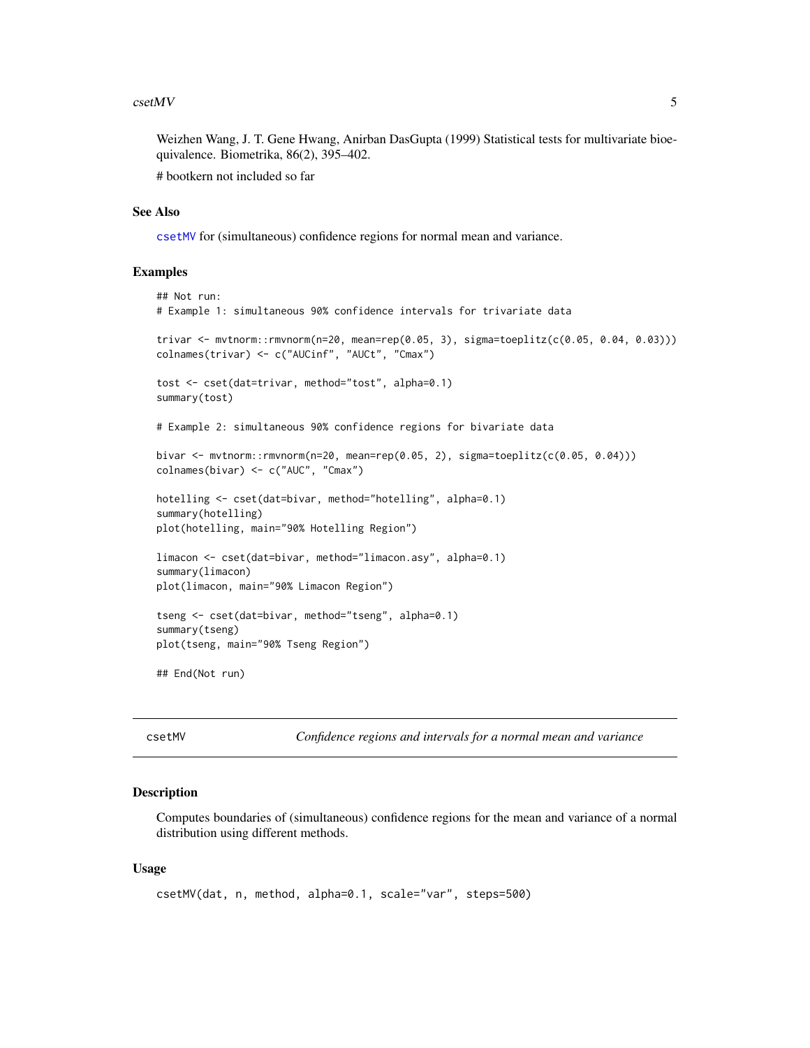Weizhen Wang, J. T. Gene Hwang, Anirban DasGupta (1999) Statistical tests for multivariate bioequivalence. Biometrika, 86(2), 395–402.

# bootkern not included so far

### See Also

csetMV for (simultaneous) confidence regions for normal mean and variance.

### Examples

```
## Not run:
# Example 1: simultaneous 90% confidence intervals for trivariate data

trivar <- mvtnorm::rmvnorm(n=20, mean=rep(0.05, 3), sigma=toeplitz(c(0.05, 0.04, 0.03)))
colnames(trivar) <- c("AUCinf", "AUCt", "Cmax")

tost <- cset(dat=trivar, method="tost", alpha=0.1)
summary(tost)

# Example 2: simultaneous 90% confidence regions for bivariate data

bivar <- mvtnorm::rmvnorm(n=20, mean=rep(0.05, 2), sigma=toeplitz(c(0.05, 0.04)))
colnames(bivar) <- c("AUC", "Cmax")

hotelling <- cset(dat=bivar, method="hotelling", alpha=0.1)
summary(hotelling)
plot(hotelling, main="90% Hotelling Region")

limacon <- cset(dat=bivar, method="limacon.asy", alpha=0.1)
summary(limacon)
plot(limacon, main="90% Limacon Region")

tseng <- cset(dat=bivar, method="tseng", alpha=0.1)
summary(tseng)
plot(tseng, main="90% Tseng Region")

## End(Not run)
```

---

## csetMV — *Confidence regions and intervals for a normal mean and variance*

### Description

Computes boundaries of (simultaneous) confidence regions for the mean and variance of a normal distribution using different methods.

### Usage

```
csetMV(dat, n, method, alpha=0.1, scale="var", steps=500)
```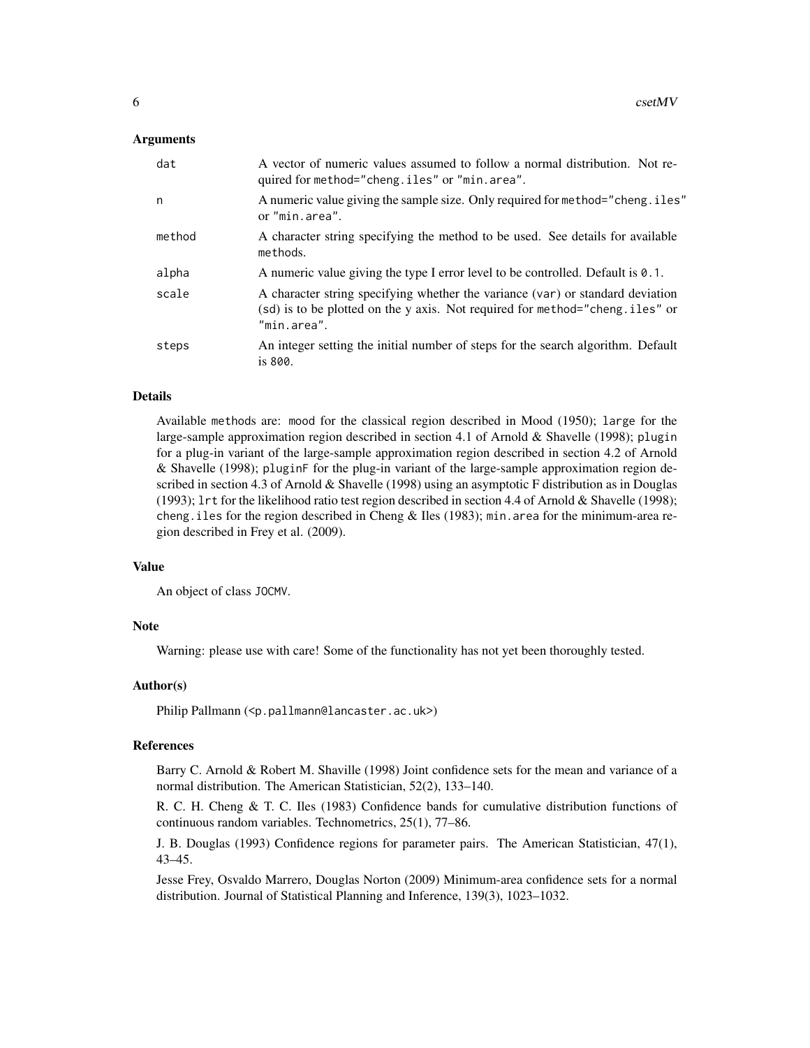## Arguments

| | |
|---|---|
| `dat` | A vector of numeric values assumed to follow a normal distribution. Not required for `method="cheng.iles"` or `"min.area"`. |
| `n` | A numeric value giving the sample size. Only required for `method="cheng.iles"` or `"min.area"`. |
| `method` | A character string specifying the method to be used. See details for available methods. |
| `alpha` | A numeric value giving the type I error level to be controlled. Default is `0.1`. |
| `scale` | A character string specifying whether the variance (`var`) or standard deviation (`sd`) is to be plotted on the y axis. Not required for `method="cheng.iles"` or `"min.area"`. |
| `steps` | An integer setting the initial number of steps for the search algorithm. Default is `800`. |

## Details

Available `method`s are: `mood` for the classical region described in Mood (1950); `large` for the large-sample approximation region described in section 4.1 of Arnold & Shavelle (1998); `plugin` for a plug-in variant of the large-sample approximation region described in section 4.2 of Arnold & Shavelle (1998); `pluginF` for the plug-in variant of the large-sample approximation region described in section 4.3 of Arnold & Shavelle (1998) using an asymptotic F distribution as in Douglas (1993); `lrt` for the likelihood ratio test region described in section 4.4 of Arnold & Shavelle (1998); `cheng.iles` for the region described in Cheng & Iles (1983); `min.area` for the minimum-area region described in Frey et al. (2009).

## Value

An object of class `JOCMV`.

## Note

Warning: please use with care! Some of the functionality has not yet been thoroughly tested.

## Author(s)

Philip Pallmann (<p.pallmann@lancaster.ac.uk>)

## References

Barry C. Arnold & Robert M. Shaville (1998) Joint confidence sets for the mean and variance of a normal distribution. The American Statistician, 52(2), 133–140.

R. C. H. Cheng & T. C. Iles (1983) Confidence bands for cumulative distribution functions of continuous random variables. Technometrics, 25(1), 77–86.

J. B. Douglas (1993) Confidence regions for parameter pairs. The American Statistician, 47(1), 43–45.

Jesse Frey, Osvaldo Marrero, Douglas Norton (2009) Minimum-area confidence sets for a normal distribution. Journal of Statistical Planning and Inference, 139(3), 1023–1032.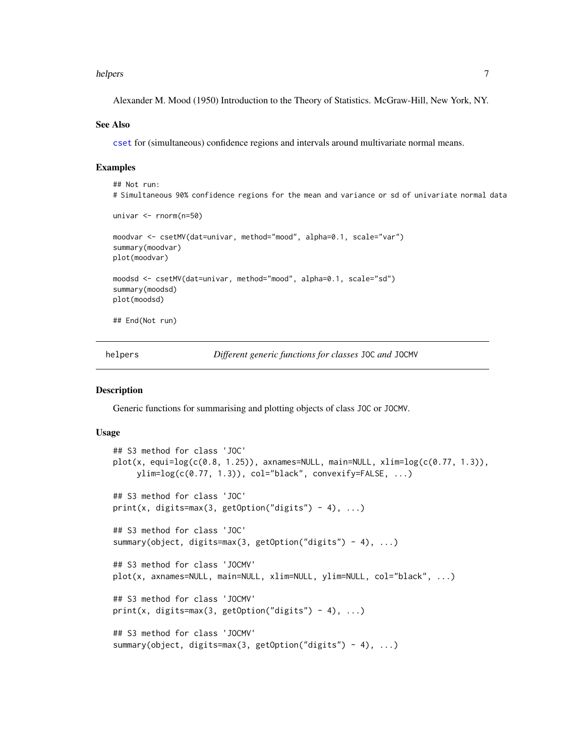Alexander M. Mood (1950) Introduction to the Theory of Statistics. McGraw-Hill, New York, NY.

### See Also

cset for (simultaneous) confidence regions and intervals around multivariate normal means.

### Examples

```
## Not run:
# Simultaneous 90% confidence regions for the mean and variance or sd of univariate normal data

univar <- rnorm(n=50)

moodvar <- csetMV(dat=univar, method="mood", alpha=0.1, scale="var")
summary(moodvar)
plot(moodvar)

moodsd <- csetMV(dat=univar, method="mood", alpha=0.1, scale="sd")
summary(moodsd)
plot(moodsd)

## End(Not run)
```

---

## helpers — *Different generic functions for classes* JOC *and* JOCMV

### Description

Generic functions for summarising and plotting objects of class JOC or JOCMV.

### Usage

```
## S3 method for class 'JOC'
plot(x, equi=log(c(0.8, 1.25)), axnames=NULL, main=NULL, xlim=log(c(0.77, 1.3)),
     ylim=log(c(0.77, 1.3)), col="black", convexify=FALSE, ...)

## S3 method for class 'JOC'
print(x, digits=max(3, getOption("digits") - 4), ...)

## S3 method for class 'JOC'
summary(object, digits=max(3, getOption("digits") - 4), ...)

## S3 method for class 'JOCMV'
plot(x, axnames=NULL, main=NULL, xlim=NULL, ylim=NULL, col="black", ...)

## S3 method for class 'JOCMV'
print(x, digits=max(3, getOption("digits") - 4), ...)

## S3 method for class 'JOCMV'
summary(object, digits=max(3, getOption("digits") - 4), ...)
```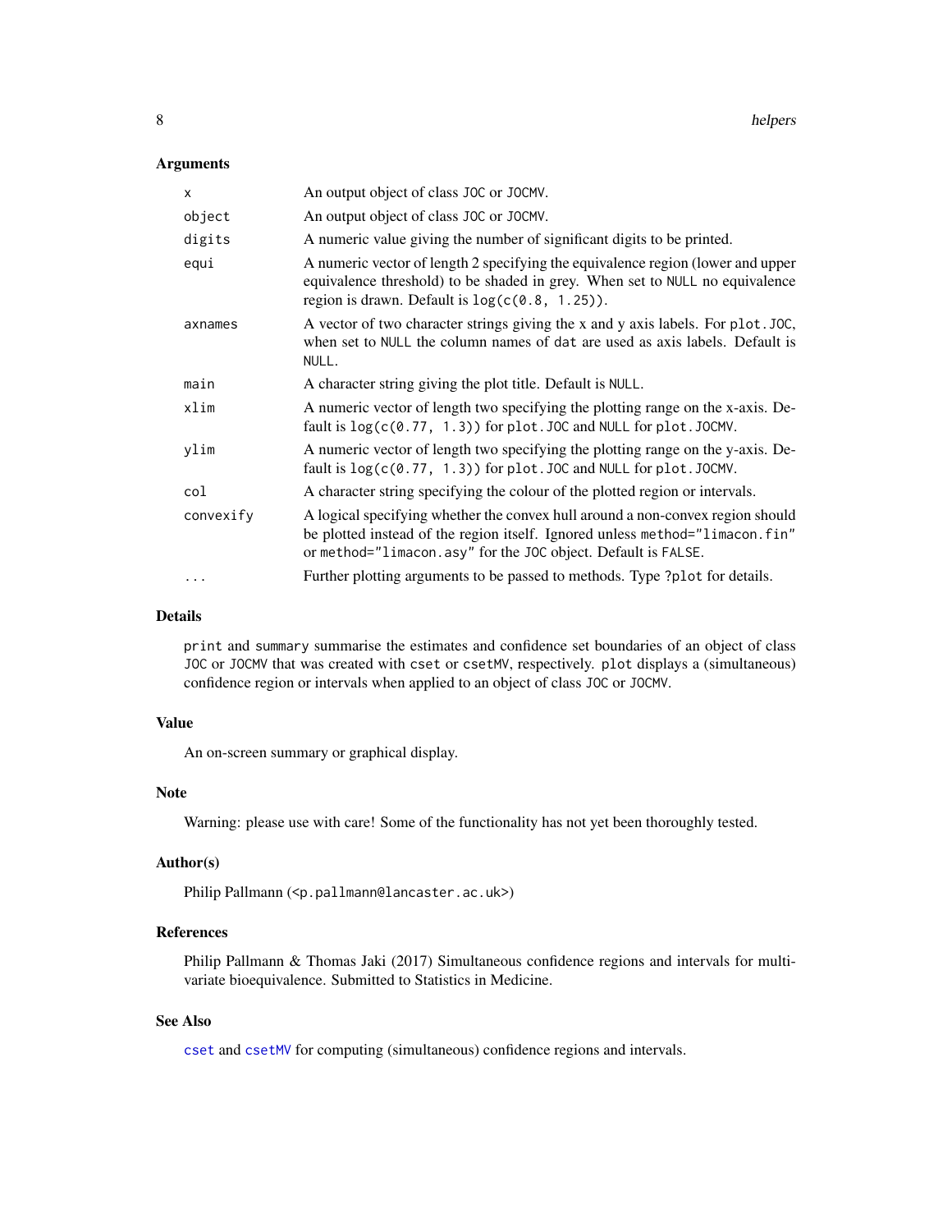### Arguments

| | |
|---|---|
| `x` | An output object of class `JOC` or `JOCMV`. |
| `object` | An output object of class `JOC` or `JOCMV`. |
| `digits` | A numeric value giving the number of significant digits to be printed. |
| `equi` | A numeric vector of length 2 specifying the equivalence region (lower and upper equivalence threshold) to be shaded in grey. When set to `NULL` no equivalence region is drawn. Default is `log(c(0.8, 1.25))`. |
| `axnames` | A vector of two character strings giving the x and y axis labels. For `plot.JOC`, when set to `NULL` the column names of `dat` are used as axis labels. Default is `NULL`. |
| `main` | A character string giving the plot title. Default is `NULL`. |
| `xlim` | A numeric vector of length two specifying the plotting range on the x-axis. Default is `log(c(0.77, 1.3))` for `plot.JOC` and `NULL` for `plot.JOCMV`. |
| `ylim` | A numeric vector of length two specifying the plotting range on the y-axis. Default is `log(c(0.77, 1.3))` for `plot.JOC` and `NULL` for `plot.JOCMV`. |
| `col` | A character string specifying the colour of the plotted region or intervals. |
| `convexify` | A logical specifying whether the convex hull around a non-convex region should be plotted instead of the region itself. Ignored unless `method="limacon.fin"` or `method="limacon.asy"` for the `JOC` object. Default is `FALSE`. |
| `...` | Further plotting arguments to be passed to methods. Type `?plot` for details. |

### Details

`print` and `summary` summarise the estimates and confidence set boundaries of an object of class `JOC` or `JOCMV` that was created with `cset` or `csetMV`, respectively. `plot` displays a (simultaneous) confidence region or intervals when applied to an object of class `JOC` or `JOCMV`.

### Value

An on-screen summary or graphical display.

### Note

Warning: please use with care! Some of the functionality has not yet been thoroughly tested.

### Author(s)

Philip Pallmann (<p.pallmann@lancaster.ac.uk>)

### References

Philip Pallmann & Thomas Jaki (2017) Simultaneous confidence regions and intervals for multivariate bioequivalence. Submitted to Statistics in Medicine.

### See Also

`cset` and `csetMV` for computing (simultaneous) confidence regions and intervals.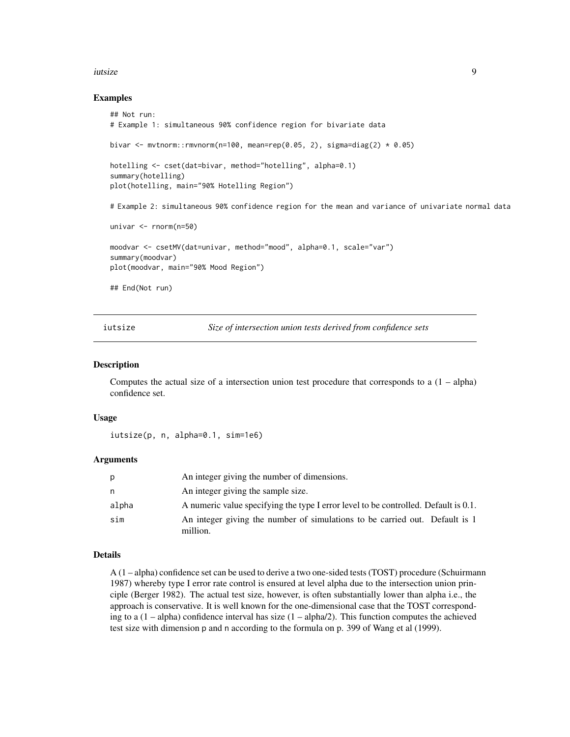## Examples

```
## Not run:
# Example 1: simultaneous 90% confidence region for bivariate data

bivar <- mvtnorm::rmvnorm(n=100, mean=rep(0.05, 2), sigma=diag(2) * 0.05)

hotelling <- cset(dat=bivar, method="hotelling", alpha=0.1)
summary(hotelling)
plot(hotelling, main="90% Hotelling Region")

# Example 2: simultaneous 90% confidence region for the mean and variance of univariate normal data

univar <- rnorm(n=50)

moodvar <- csetMV(dat=univar, method="mood", alpha=0.1, scale="var")
summary(moodvar)
plot(moodvar, main="90% Mood Region")

## End(Not run)
```

---

# iutsize — *Size of intersection union tests derived from confidence sets*

## Description

Computes the actual size of a intersection union test procedure that corresponds to a (1 – alpha) confidence set.

## Usage

```
iutsize(p, n, alpha=0.1, sim=1e6)
```

## Arguments

| Argument | Description |
|---|---|
| p | An integer giving the number of dimensions. |
| n | An integer giving the sample size. |
| alpha | A numeric value specifying the type I error level to be controlled. Default is 0.1. |
| sim | An integer giving the number of simulations to be carried out. Default is 1 million. |

## Details

A (1 – alpha) confidence set can be used to derive a two one-sided tests (TOST) procedure (Schuirmann 1987) whereby type I error rate control is ensured at level alpha due to the intersection union principle (Berger 1982). The actual test size, however, is often substantially lower than alpha i.e., the approach is conservative. It is well known for the one-dimensional case that the TOST corresponding to a (1 – alpha) confidence interval has size (1 – alpha/2). This function computes the achieved test size with dimension p and n according to the formula on p. 399 of Wang et al (1999).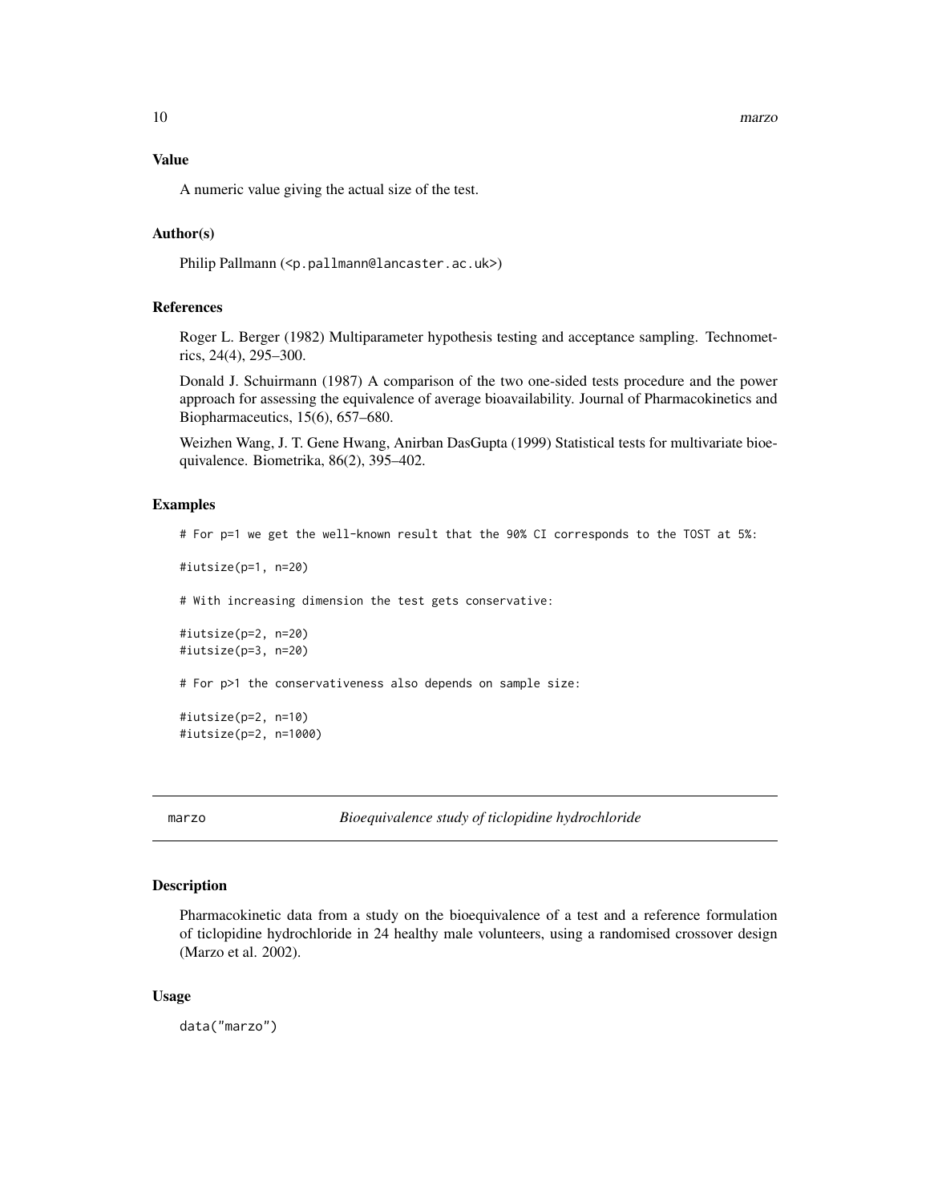### Value

A numeric value giving the actual size of the test.

### Author(s)

Philip Pallmann (<p.pallmann@lancaster.ac.uk>)

### References

Roger L. Berger (1982) Multiparameter hypothesis testing and acceptance sampling. Technometrics, 24(4), 295–300.

Donald J. Schuirmann (1987) A comparison of the two one-sided tests procedure and the power approach for assessing the equivalence of average bioavailability. Journal of Pharmacokinetics and Biopharmaceutics, 15(6), 657–680.

Weizhen Wang, J. T. Gene Hwang, Anirban DasGupta (1999) Statistical tests for multivariate bioequivalence. Biometrika, 86(2), 395–402.

### Examples

```
# For p=1 we get the well-known result that the 90% CI corresponds to the TOST at 5%:

#iutsize(p=1, n=20)

# With increasing dimension the test gets conservative:

#iutsize(p=2, n=20)
#iutsize(p=3, n=20)

# For p>1 the conservativeness also depends on sample size:

#iutsize(p=2, n=10)
#iutsize(p=2, n=1000)
```

---

## marzo — *Bioequivalence study of ticlopidine hydrochloride*

### Description

Pharmacokinetic data from a study on the bioequivalence of a test and a reference formulation of ticlopidine hydrochloride in 24 healthy male volunteers, using a randomised crossover design (Marzo et al. 2002).

### Usage

```
data("marzo")
```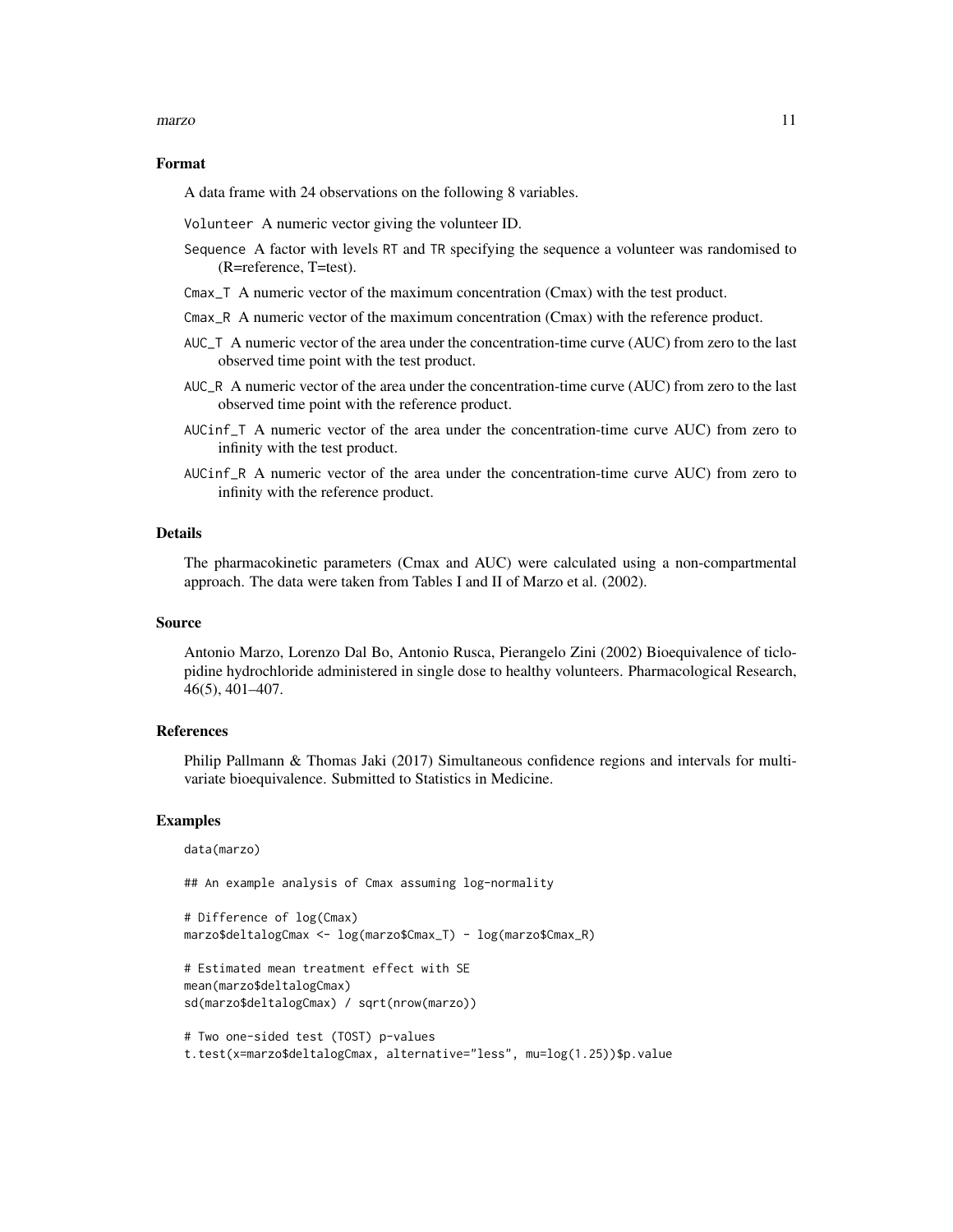### Format

A data frame with 24 observations on the following 8 variables.

- `Volunteer` A numeric vector giving the volunteer ID.
- `Sequence` A factor with levels `RT` and `TR` specifying the sequence a volunteer was randomised to (R=reference, T=test).
- `Cmax_T` A numeric vector of the maximum concentration (Cmax) with the test product.
- `Cmax_R` A numeric vector of the maximum concentration (Cmax) with the reference product.
- `AUC_T` A numeric vector of the area under the concentration-time curve (AUC) from zero to the last observed time point with the test product.
- `AUC_R` A numeric vector of the area under the concentration-time curve (AUC) from zero to the last observed time point with the reference product.
- `AUCinf_T` A numeric vector of the area under the concentration-time curve AUC) from zero to infinity with the test product.
- `AUCinf_R` A numeric vector of the area under the concentration-time curve AUC) from zero to infinity with the reference product.

### Details

The pharmacokinetic parameters (Cmax and AUC) were calculated using a non-compartmental approach. The data were taken from Tables I and II of Marzo et al. (2002).

### Source

Antonio Marzo, Lorenzo Dal Bo, Antonio Rusca, Pierangelo Zini (2002) Bioequivalence of ticlopidine hydrochloride administered in single dose to healthy volunteers. Pharmacological Research, 46(5), 401–407.

### References

Philip Pallmann & Thomas Jaki (2017) Simultaneous confidence regions and intervals for multivariate bioequivalence. Submitted to Statistics in Medicine.

### Examples

```
data(marzo)

## An example analysis of Cmax assuming log-normality

# Difference of log(Cmax)
marzo$deltalogCmax <- log(marzo$Cmax_T) - log(marzo$Cmax_R)

# Estimated mean treatment effect with SE
mean(marzo$deltalogCmax)
sd(marzo$deltalogCmax) / sqrt(nrow(marzo))

# Two one-sided test (TOST) p-values
t.test(x=marzo$deltalogCmax, alternative="less", mu=log(1.25))$p.value
```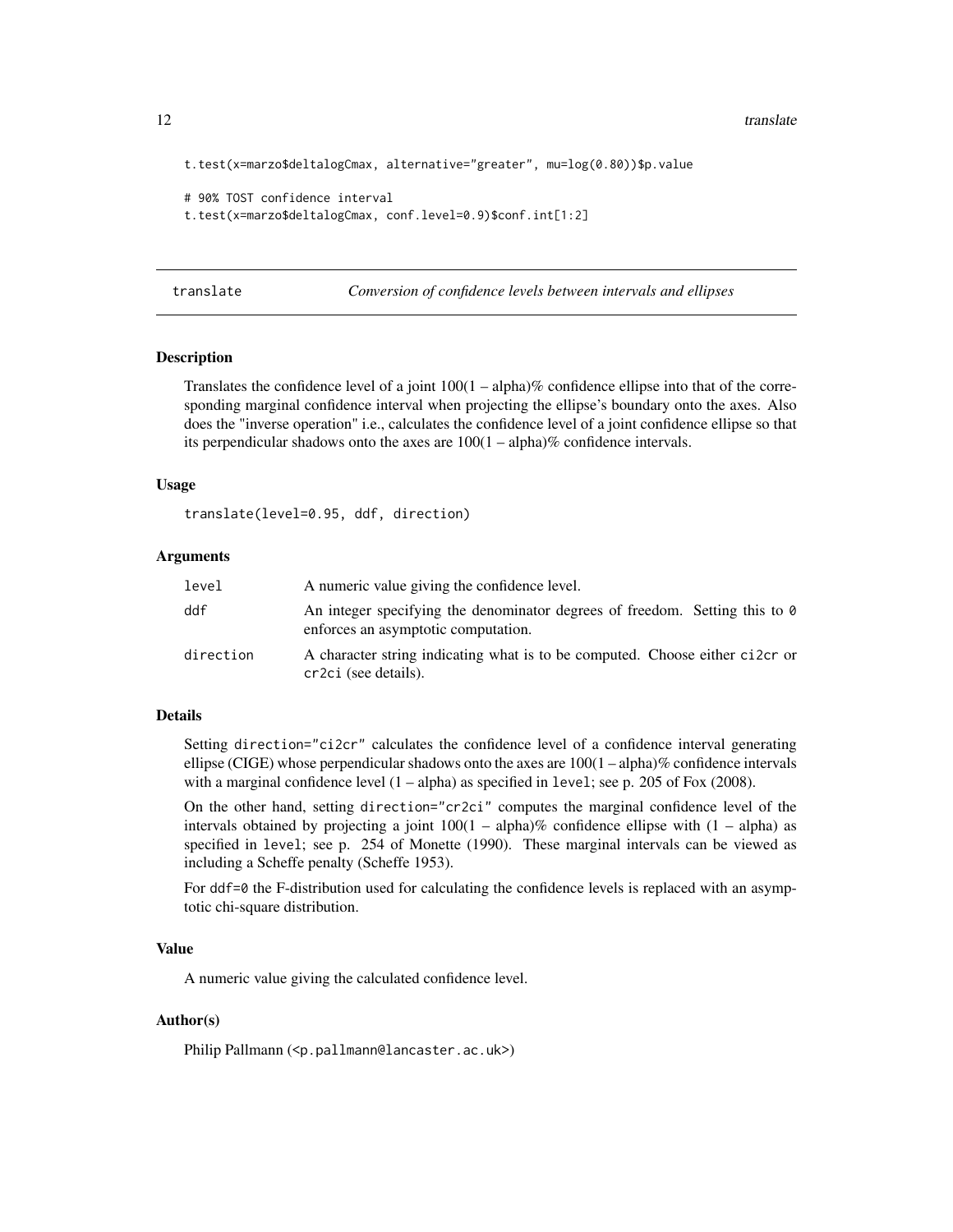```
t.test(x=marzo$deltalogCmax, alternative="greater", mu=log(0.80))$p.value

# 90% TOST confidence interval
t.test(x=marzo$deltalogCmax, conf.level=0.9)$conf.int[1:2]
```

---

## translate — *Conversion of confidence levels between intervals and ellipses*

---

### Description

Translates the confidence level of a joint 100(1 – alpha)% confidence ellipse into that of the corresponding marginal confidence interval when projecting the ellipse's boundary onto the axes. Also does the "inverse operation" i.e., calculates the confidence level of a joint confidence ellipse so that its perpendicular shadows onto the axes are 100(1 – alpha)% confidence intervals.

### Usage

```
translate(level=0.95, ddf, direction)
```

### Arguments

| | |
|---|---|
| `level` | A numeric value giving the confidence level. |
| `ddf` | An integer specifying the denominator degrees of freedom. Setting this to `0` enforces an asymptotic computation. |
| `direction` | A character string indicating what is to be computed. Choose either `ci2cr` or `cr2ci` (see details). |

### Details

Setting `direction="ci2cr"` calculates the confidence level of a confidence interval generating ellipse (CIGE) whose perpendicular shadows onto the axes are 100(1 – alpha)% confidence intervals with a marginal confidence level (1 – alpha) as specified in `level`; see p. 205 of Fox (2008).

On the other hand, setting `direction="cr2ci"` computes the marginal confidence level of the intervals obtained by projecting a joint 100(1 – alpha)% confidence ellipse with (1 – alpha) as specified in `level`; see p. 254 of Monette (1990). These marginal intervals can be viewed as including a Scheffe penalty (Scheffe 1953).

For `ddf=0` the F-distribution used for calculating the confidence levels is replaced with an asymptotic chi-square distribution.

### Value

A numeric value giving the calculated confidence level.

### Author(s)

Philip Pallmann (<p.pallmann@lancaster.ac.uk>)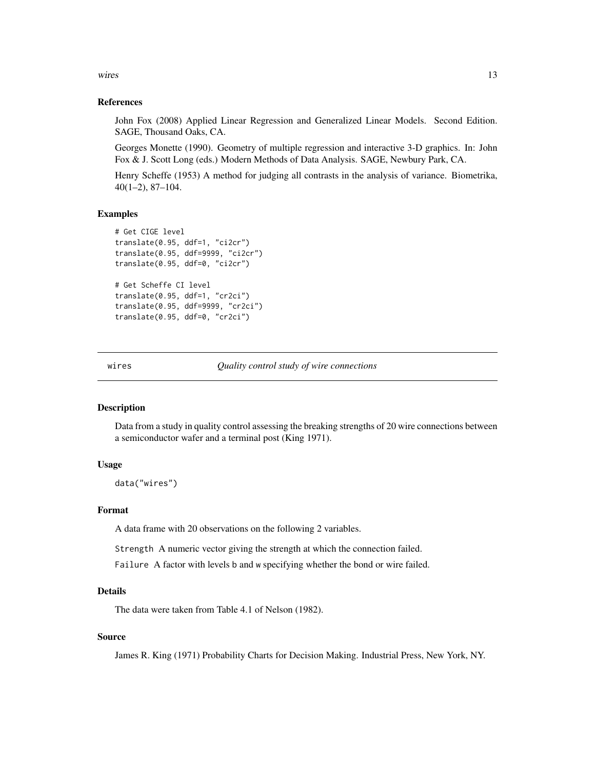### References

John Fox (2008) Applied Linear Regression and Generalized Linear Models. Second Edition. SAGE, Thousand Oaks, CA.

Georges Monette (1990). Geometry of multiple regression and interactive 3-D graphics. In: John Fox & J. Scott Long (eds.) Modern Methods of Data Analysis. SAGE, Newbury Park, CA.

Henry Scheffe (1953) A method for judging all contrasts in the analysis of variance. Biometrika, 40(1–2), 87–104.

### Examples

```
# Get CIGE level
translate(0.95, ddf=1, "ci2cr")
translate(0.95, ddf=9999, "ci2cr")
translate(0.95, ddf=0, "ci2cr")

# Get Scheffe CI level
translate(0.95, ddf=1, "cr2ci")
translate(0.95, ddf=9999, "cr2ci")
translate(0.95, ddf=0, "cr2ci")
```

---

## wires — *Quality control study of wire connections*

### Description

Data from a study in quality control assessing the breaking strengths of 20 wire connections between a semiconductor wafer and a terminal post (King 1971).

### Usage

```
data("wires")
```

### Format

A data frame with 20 observations on the following 2 variables.

`Strength` A numeric vector giving the strength at which the connection failed.

`Failure` A factor with levels `b` and `w` specifying whether the bond or wire failed.

### Details

The data were taken from Table 4.1 of Nelson (1982).

### Source

James R. King (1971) Probability Charts for Decision Making. Industrial Press, New York, NY.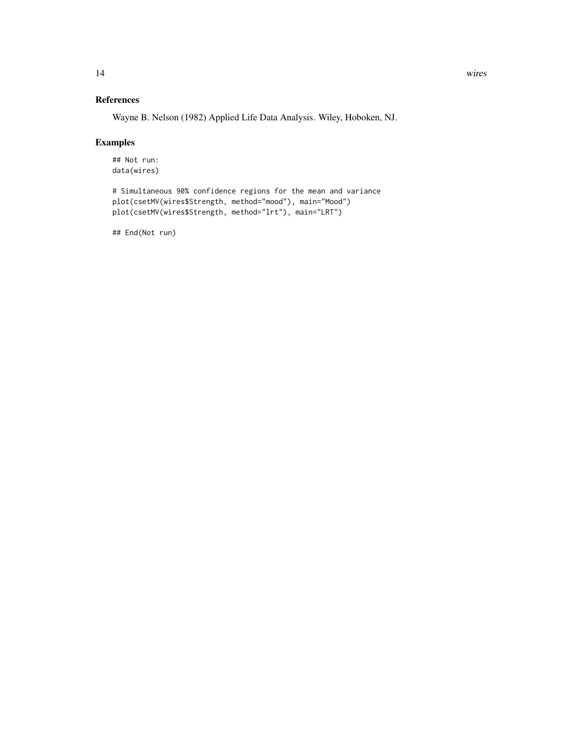## References

Wayne B. Nelson (1982) Applied Life Data Analysis. Wiley, Hoboken, NJ.

## Examples

```
## Not run:
data(wires)

# Simultaneous 90% confidence regions for the mean and variance
plot(csetMV(wires$Strength, method="mood"), main="Mood")
plot(csetMV(wires$Strength, method="lrt"), main="LRT")

## End(Not run)
```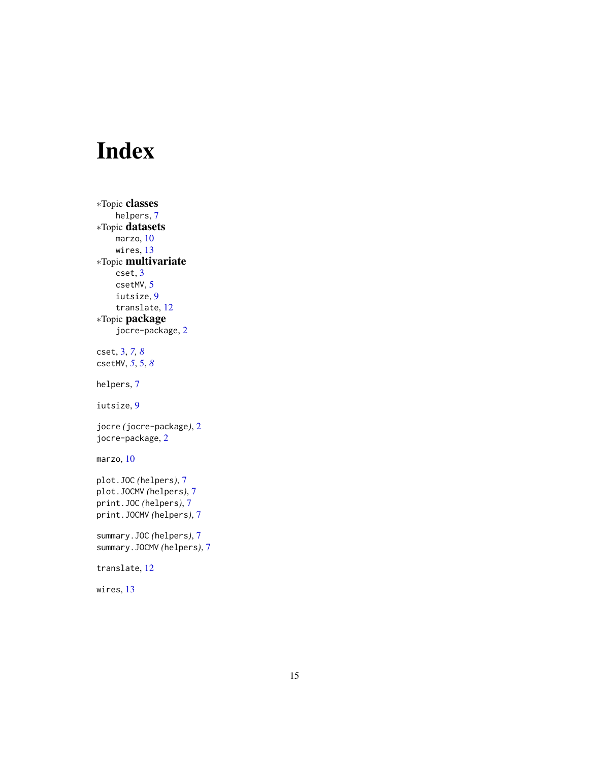# Index

*Topic **classes**
- helpers, 7

*Topic **datasets**
- marzo, 10
- wires, 13

*Topic **multivariate**
- cset, 3
- csetMV, 5
- iutsize, 9
- translate, 12

*Topic **package**
- jocre-package, 2

cset, 3, *7, 8*
csetMV, *5*, 5, *8*

helpers, 7

iutsize, 9

jocre *(*jocre-package*)*, 2
jocre-package, 2

marzo, 10

plot.JOC *(*helpers*)*, 7
plot.JOCMV *(*helpers*)*, 7
print.JOC *(*helpers*)*, 7
print.JOCMV *(*helpers*)*, 7

summary.JOC *(*helpers*)*, 7
summary.JOCMV *(*helpers*)*, 7

translate, 12

wires, 13